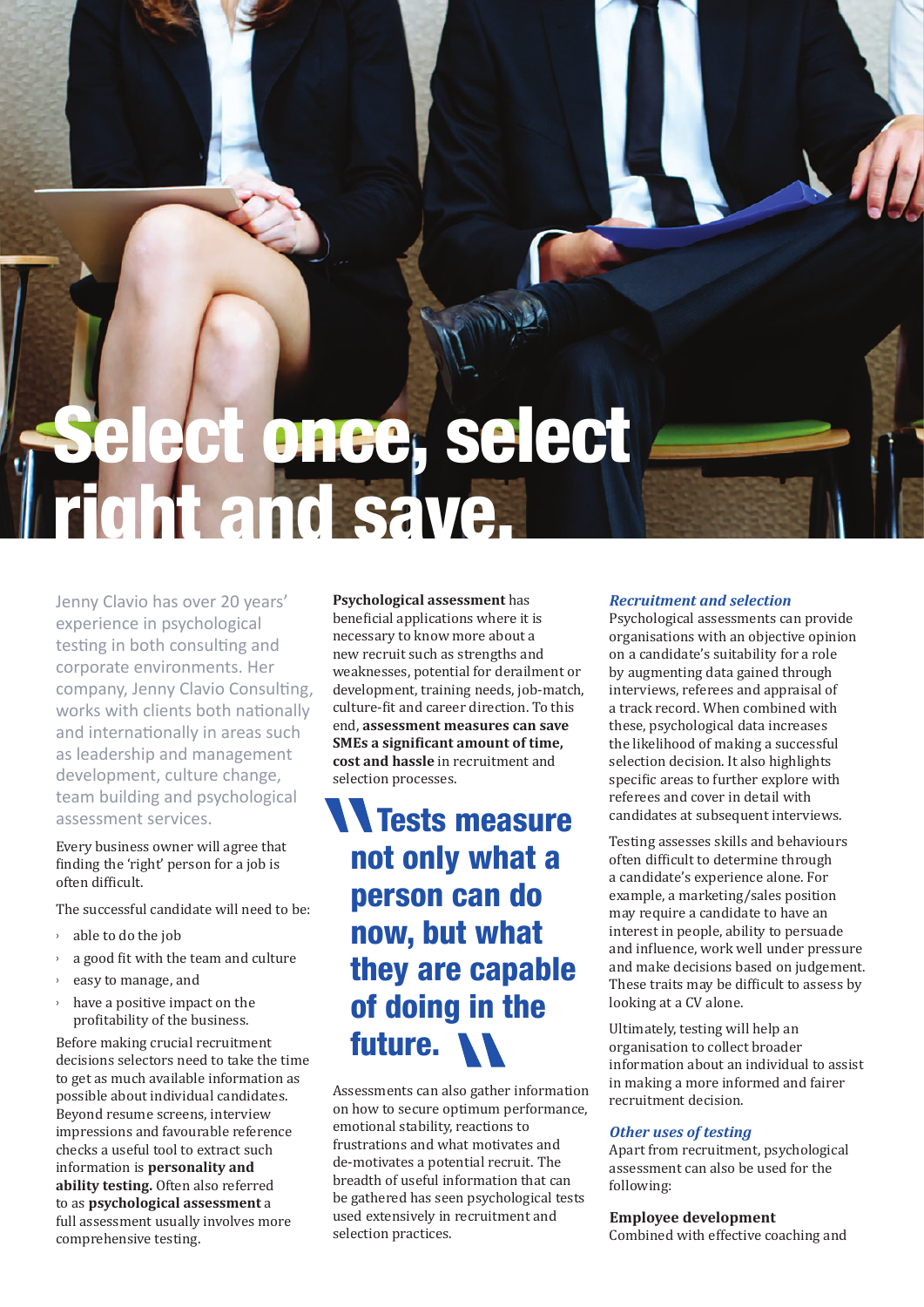# Select once, select right and save.

Jenny Clavio has over 20 years' experience in psychological testing in both consulting and corporate environments. Her company, Jenny Clavio Consulting, works with clients both nationally and internationally in areas such as leadership and management development, culture change, team building and psychological assessment services.

Every business owner will agree that finding the 'right' person for a job is often difficult.

The successful candidate will need to be:

- able to do the job
- a good fit with the team and culture
- easy to manage, and
- have a positive impact on the profitability of the business.

Before making crucial recruitment decisions selectors need to take the time to get as much available information as possible about individual candidates. Beyond resume screens, interview impressions and favourable reference checks a useful tool to extract such information is **personality and ability testing.** Often also referred to as **psychological assessment** a full assessment usually involves more comprehensive testing.

**Psychological assessment** has beneficial applications where it is necessary to know more about a new recruit such as strengths and weaknesses, potential for derailment or development, training needs, job-match, culture-fit and career direction. To this end, **assessment measures can save SMEs a significant amount of time, cost and hassle** in recruitment and selection processes.

> **Tests measure not only what a person can do now, but what they are capable of doing in the future.**

Assessments can also gather information on how to secure optimum performance, emotional stability, reactions to frustrations and what motivates and de-motivates a potential recruit. The breadth of useful information that can be gathered has seen psychological tests used extensively in recruitment and selection practices.

### *Recruitment and selection*

Psychological assessments can provide organisations with an objective opinion on a candidate's suitability for a role by augmenting data gained through interviews, referees and appraisal of a track record. When combined with these, psychological data increases the likelihood of making a successful selection decision. It also highlights specific areas to further explore with referees and cover in detail with candidates at subsequent interviews.

Testing assesses skills and behaviours often difficult to determine through a candidate's experience alone. For example, a marketing/sales position may require a candidate to have an interest in people, ability to persuade and influence, work well under pressure and make decisions based on judgement. These traits may be difficult to assess by looking at a CV alone.

Ultimately, testing will help an organisation to collect broader information about an individual to assist in making a more informed and fairer recruitment decision.

### *Other uses of testing*

Apart from recruitment, psychological assessment can also be used for the following:

**Employee development**
Combined with effective coaching and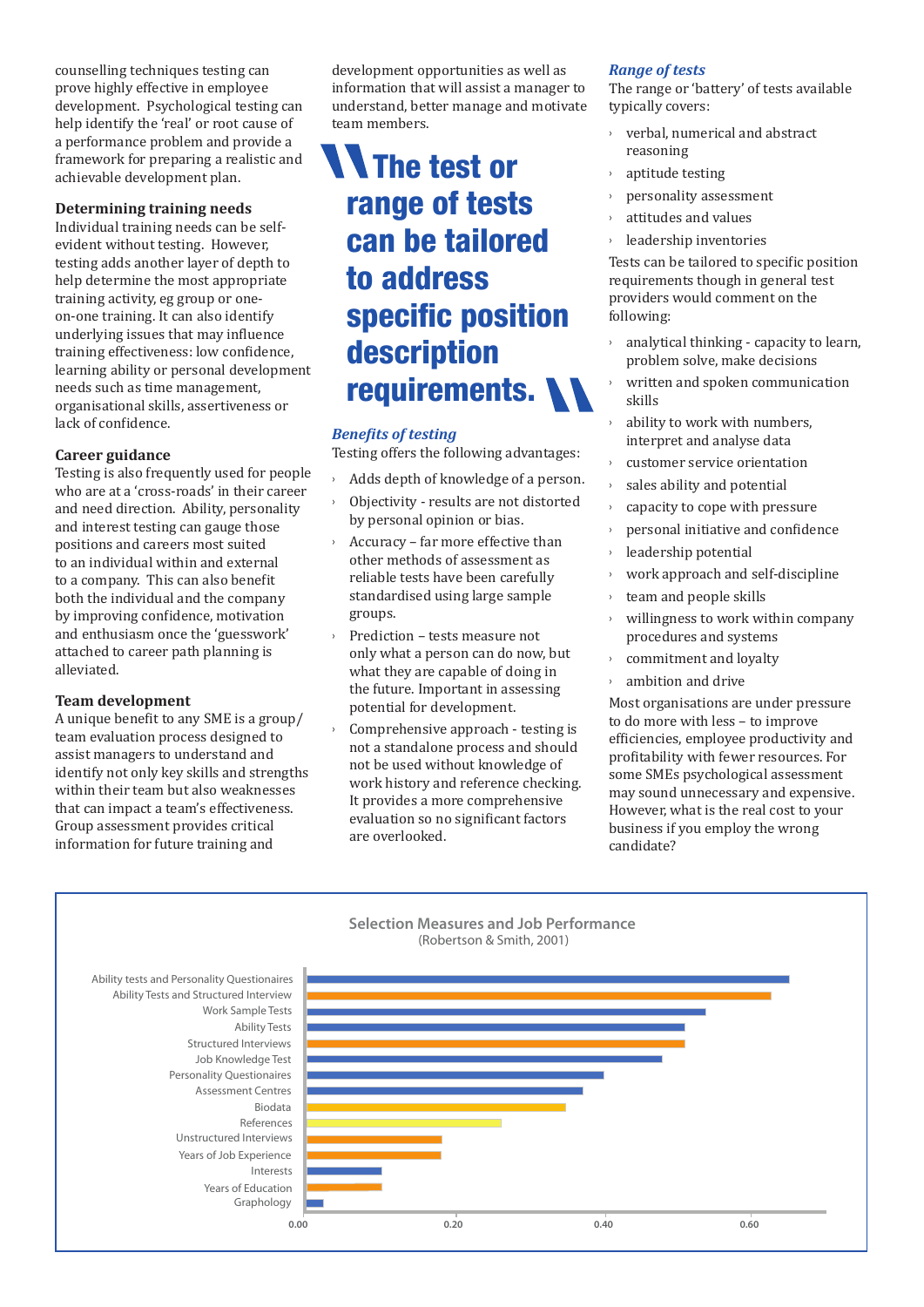counselling techniques testing can prove highly effective in employee development. Psychological testing can help identify the 'real' or root cause of a performance problem and provide a framework for preparing a realistic and achievable development plan.

### Determining training needs

Individual training needs can be self-evident without testing. However, testing adds another layer of depth to help determine the most appropriate training activity, eg group or one-on-one training. It can also identify underlying issues that may influence training effectiveness: low confidence, learning ability or personal development needs such as time management, organisational skills, assertiveness or lack of confidence.

### Career guidance

Testing is also frequently used for people who are at a 'cross-roads' in their career and need direction. Ability, personality and interest testing can gauge those positions and careers most suited to an individual within and external to a company. This can also benefit both the individual and the company by improving confidence, motivation and enthusiasm once the 'guesswork' attached to career path planning is alleviated.

### Team development

A unique benefit to any SME is a group/team evaluation process designed to assist managers to understand and identify not only key skills and strengths within their team but also weaknesses that can impact a team's effectiveness. Group assessment provides critical information for future training and development opportunities as well as information that will assist a manager to understand, better manage and motivate team members.

> **The test or range of tests can be tailored to address specific position description requirements.**

### *Benefits of testing*

Testing offers the following advantages:

- Adds depth of knowledge of a person.
- Objectivity - results are not distorted by personal opinion or bias.
- Accuracy – far more effective than other methods of assessment as reliable tests have been carefully standardised using large sample groups.
- Prediction – tests measure not only what a person can do now, but what they are capable of doing in the future. Important in assessing potential for development.
- Comprehensive approach - testing is not a standalone process and should not be used without knowledge of work history and reference checking. It provides a more comprehensive evaluation so no significant factors are overlooked.

### *Range of tests*

The range or 'battery' of tests available typically covers:

- verbal, numerical and abstract reasoning
- aptitude testing
- personality assessment
- attitudes and values
- leadership inventories

Tests can be tailored to specific position requirements though in general test providers would comment on the following:

- analytical thinking - capacity to learn, problem solve, make decisions
- written and spoken communication skills
- ability to work with numbers, interpret and analyse data
- customer service orientation
- sales ability and potential
- capacity to cope with pressure
- personal initiative and confidence
- leadership potential
- work approach and self-discipline
- team and people skills
- willingness to work within company procedures and systems
- commitment and loyalty
- ambition and drive

Most organisations are under pressure to do more with less – to improve efficiencies, employee productivity and profitability with fewer resources. For some SMEs psychological assessment may sound unnecessary and expensive. However, what is the real cost to your business if you employ the wrong candidate?

**Selection Measures and Job Performance**
(Robertson & Smith, 2001)

Ability tests and Personality Questionaires
Ability Tests and Structured Interview
Work Sample Tests
Ability Tests
Structured Interviews
Job Knowledge Test
Personality Questionaires
Assessment Centres
Biodata
References
Unstructured Interviews
Years of Job Experience
Interests
Years of Education
Graphology

0.00
0.20
0.40
0.60